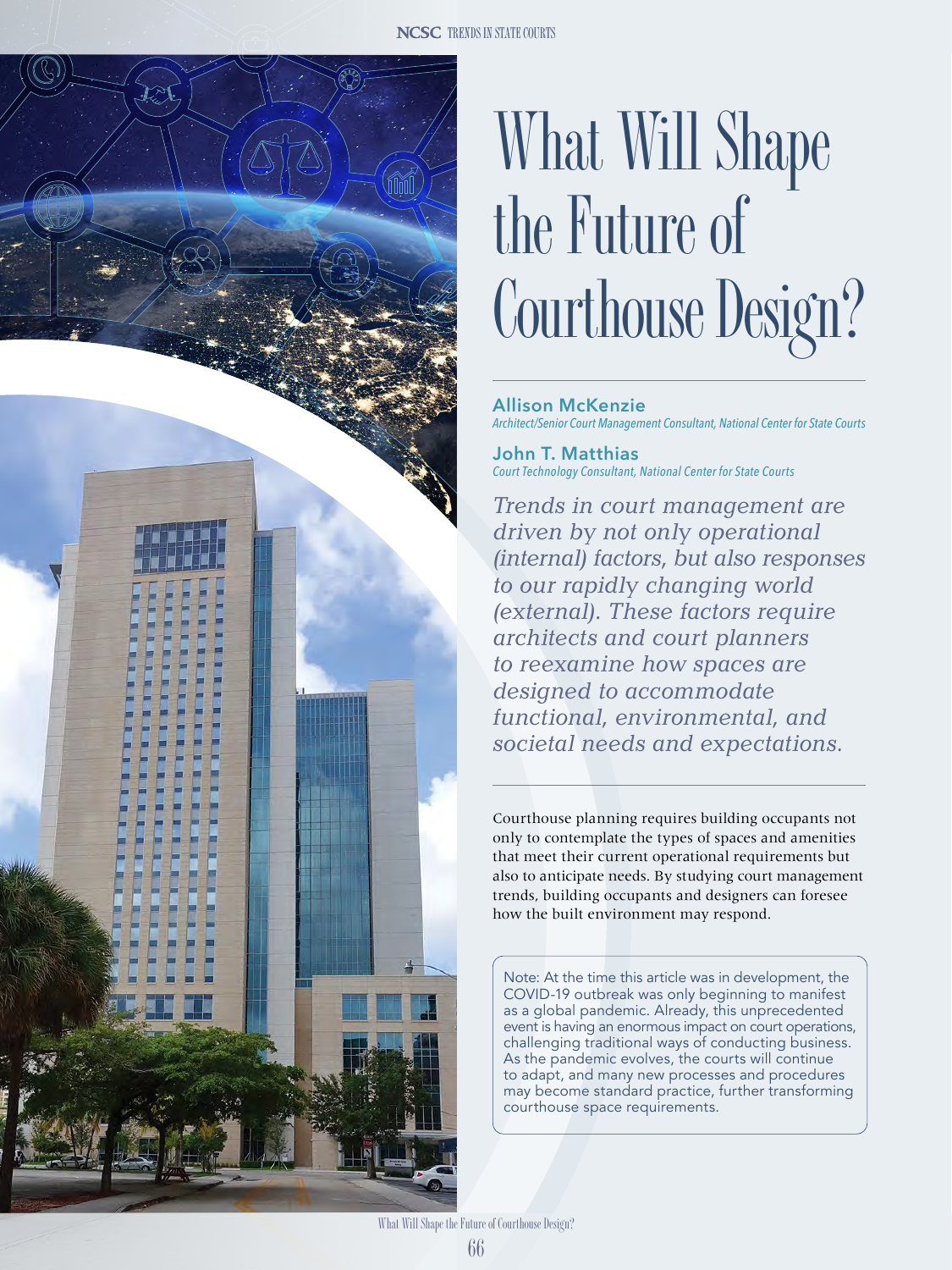# What Will Shape the Future of Courthouse Design?

**Allison McKenzie**
*Architect/Senior Court Management Consultant, National Center for State Courts*

**John T. Matthias**
*Court Technology Consultant, National Center for State Courts*

*Trends in court management are driven by not only operational (internal) factors, but also responses to our rapidly changing world (external). These factors require architects and court planners to reexamine how spaces are designed to accommodate functional, environmental, and societal needs and expectations.*

Courthouse planning requires building occupants not only to contemplate the types of spaces and amenities that meet their current operational requirements but also to anticipate needs. By studying court management trends, building occupants and designers can foresee how the built environment may respond.

Note: At the time this article was in development, the COVID-19 outbreak was only beginning to manifest as a global pandemic. Already, this unprecedented event is having an enormous impact on court operations, challenging traditional ways of conducting business. As the pandemic evolves, the courts will continue to adapt, and many new processes and procedures may become standard practice, further transforming courthouse space requirements.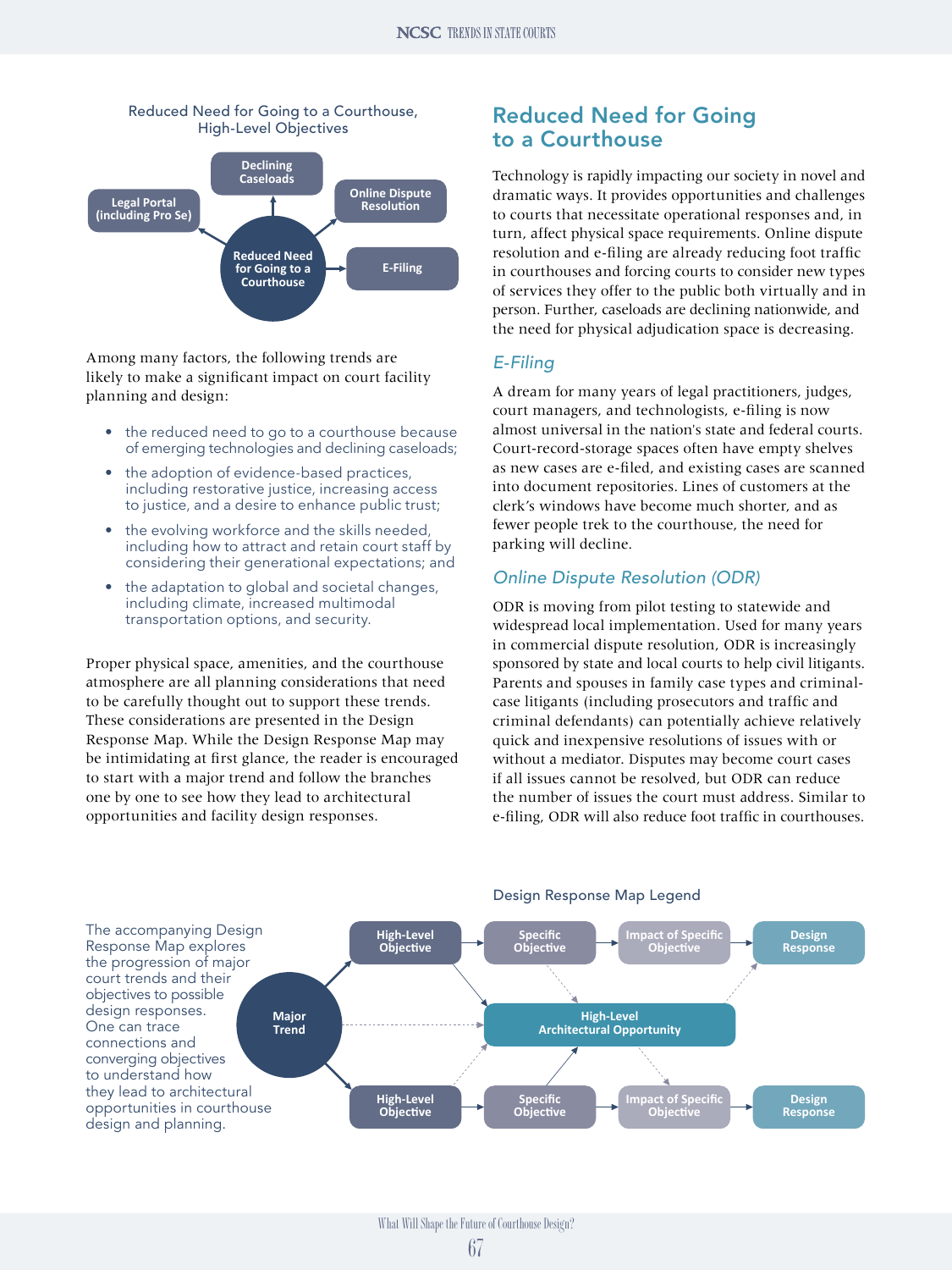Reduced Need for Going to a Courthouse, High-Level Objectives

- Declining Caseloads
- Legal Portal (including Pro Se)
- Online Dispute Resolution
- Reduced Need for Going to a Courthouse
- E-Filing

Among many factors, the following trends are likely to make a significant impact on court facility planning and design:

- the reduced need to go to a courthouse because of emerging technologies and declining caseloads;
- the adoption of evidence-based practices, including restorative justice, increasing access to justice, and a desire to enhance public trust;
- the evolving workforce and the skills needed, including how to attract and retain court staff by considering their generational expectations; and
- the adaptation to global and societal changes, including climate, increased multimodal transportation options, and security.

Proper physical space, amenities, and the courthouse atmosphere are all planning considerations that need to be carefully thought out to support these trends. These considerations are presented in the Design Response Map. While the Design Response Map may be intimidating at first glance, the reader is encouraged to start with a major trend and follow the branches one by one to see how they lead to architectural opportunities and facility design responses.

## Reduced Need for Going to a Courthouse

Technology is rapidly impacting our society in novel and dramatic ways. It provides opportunities and challenges to courts that necessitate operational responses and, in turn, affect physical space requirements. Online dispute resolution and e-filing are already reducing foot traffic in courthouses and forcing courts to consider new types of services they offer to the public both virtually and in person. Further, caseloads are declining nationwide, and the need for physical adjudication space is decreasing.

### *E-Filing*

A dream for many years of legal practitioners, judges, court managers, and technologists, e-filing is now almost universal in the nation's state and federal courts. Court-record-storage spaces often have empty shelves as new cases are e-filed, and existing cases are scanned into document repositories. Lines of customers at the clerk's windows have become much shorter, and as fewer people trek to the courthouse, the need for parking will decline.

### *Online Dispute Resolution (ODR)*

ODR is moving from pilot testing to statewide and widespread local implementation. Used for many years in commercial dispute resolution, ODR is increasingly sponsored by state and local courts to help civil litigants. Parents and spouses in family case types and criminal-case litigants (including prosecutors and traffic and criminal defendants) can potentially achieve relatively quick and inexpensive resolutions of issues with or without a mediator. Disputes may become court cases if all issues cannot be resolved, but ODR can reduce the number of issues the court must address. Similar to e-filing, ODR will also reduce foot traffic in courthouses.

The accompanying Design Response Map explores the progression of major court trends and their objectives to possible design responses. One can trace connections and converging objectives to understand how they lead to architectural opportunities in courthouse design and planning.

Design Response Map Legend

- Major Trend
- High-Level Objective
- Specific Objective
- Impact of Specific Objective
- Design Response
- High-Level Architectural Opportunity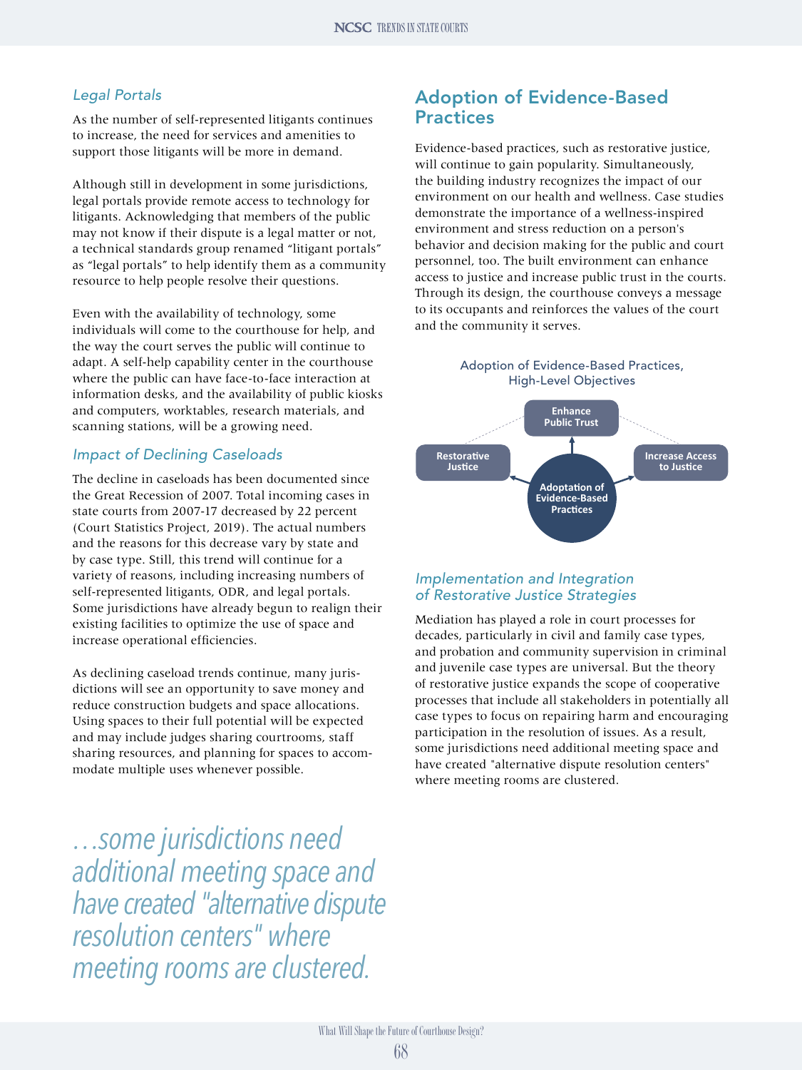### *Legal Portals*

As the number of self-represented litigants continues to increase, the need for services and amenities to support those litigants will be more in demand.

Although still in development in some jurisdictions, legal portals provide remote access to technology for litigants. Acknowledging that members of the public may not know if their dispute is a legal matter or not, a technical standards group renamed "litigant portals" as "legal portals" to help identify them as a community resource to help people resolve their questions.

Even with the availability of technology, some individuals will come to the courthouse for help, and the way the court serves the public will continue to adapt. A self-help capability center in the courthouse where the public can have face-to-face interaction at information desks, and the availability of public kiosks and computers, worktables, research materials, and scanning stations, will be a growing need.

### *Impact of Declining Caseloads*

The decline in caseloads has been documented since the Great Recession of 2007. Total incoming cases in state courts from 2007-17 decreased by 22 percent (Court Statistics Project, 2019). The actual numbers and the reasons for this decrease vary by state and by case type. Still, this trend will continue for a variety of reasons, including increasing numbers of self-represented litigants, ODR, and legal portals. Some jurisdictions have already begun to realign their existing facilities to optimize the use of space and increase operational efficiencies.

As declining caseload trends continue, many jurisdictions will see an opportunity to save money and reduce construction budgets and space allocations. Using spaces to their full potential will be expected and may include judges sharing courtrooms, staff sharing resources, and planning for spaces to accommodate multiple uses whenever possible.

*…some jurisdictions need additional meeting space and have created "alternative dispute resolution centers" where meeting rooms are clustered.*

## Adoption of Evidence-Based Practices

Evidence-based practices, such as restorative justice, will continue to gain popularity. Simultaneously, the building industry recognizes the impact of our environment on our health and wellness. Case studies demonstrate the importance of a wellness-inspired environment and stress reduction on a person's behavior and decision making for the public and court personnel, too. The built environment can enhance access to justice and increase public trust in the courts. Through its design, the courthouse conveys a message to its occupants and reinforces the values of the court and the community it serves.

Adoption of Evidence-Based Practices, High-Level Objectives

- Adoptation of Evidence-Based Practices
  - Enhance Public Trust
  - Restorative Justice
  - Increase Access to Justice

### *Implementation and Integration of Restorative Justice Strategies*

Mediation has played a role in court processes for decades, particularly in civil and family case types, and probation and community supervision in criminal and juvenile case types are universal. But the theory of restorative justice expands the scope of cooperative processes that include all stakeholders in potentially all case types to focus on repairing harm and encouraging participation in the resolution of issues. As a result, some jurisdictions need additional meeting space and have created "alternative dispute resolution centers" where meeting rooms are clustered.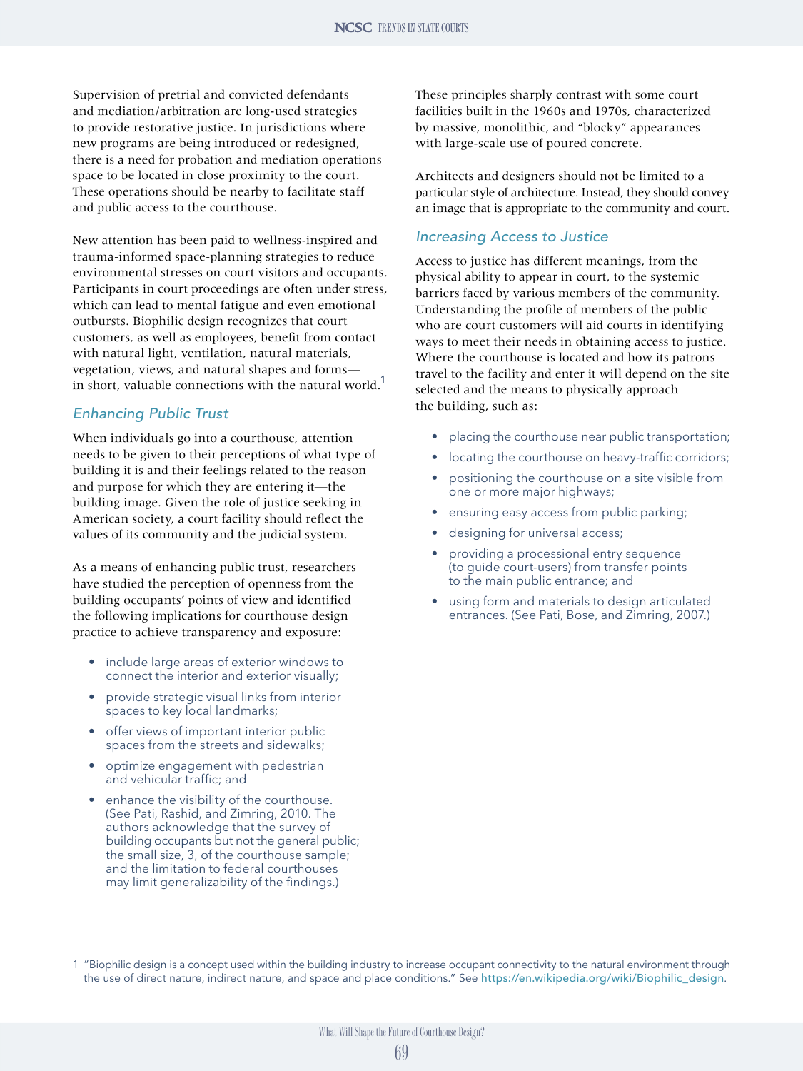Supervision of pretrial and convicted defendants and mediation/arbitration are long-used strategies to provide restorative justice. In jurisdictions where new programs are being introduced or redesigned, there is a need for probation and mediation operations space to be located in close proximity to the court. These operations should be nearby to facilitate staff and public access to the courthouse.

New attention has been paid to wellness-inspired and trauma-informed space-planning strategies to reduce environmental stresses on court visitors and occupants. Participants in court proceedings are often under stress, which can lead to mental fatigue and even emotional outbursts. Biophilic design recognizes that court customers, as well as employees, benefit from contact with natural light, ventilation, natural materials, vegetation, views, and natural shapes and forms—in short, valuable connections with the natural world.[1]

## Enhancing Public Trust

When individuals go into a courthouse, attention needs to be given to their perceptions of what type of building it is and their feelings related to the reason and purpose for which they are entering it—the building image. Given the role of justice seeking in American society, a court facility should reflect the values of its community and the judicial system.

As a means of enhancing public trust, researchers have studied the perception of openness from the building occupants' points of view and identified the following implications for courthouse design practice to achieve transparency and exposure:

- include large areas of exterior windows to connect the interior and exterior visually;
- provide strategic visual links from interior spaces to key local landmarks;
- offer views of important interior public spaces from the streets and sidewalks;
- optimize engagement with pedestrian and vehicular traffic; and
- enhance the visibility of the courthouse. (See Pati, Rashid, and Zimring, 2010. The authors acknowledge that the survey of building occupants but not the general public; the small size, 3, of the courthouse sample; and the limitation to federal courthouses may limit generalizability of the findings.)

These principles sharply contrast with some court facilities built in the 1960s and 1970s, characterized by massive, monolithic, and "blocky" appearances with large-scale use of poured concrete.

Architects and designers should not be limited to a particular style of architecture. Instead, they should convey an image that is appropriate to the community and court.

## Increasing Access to Justice

Access to justice has different meanings, from the physical ability to appear in court, to the systemic barriers faced by various members of the community. Understanding the profile of members of the public who are court customers will aid courts in identifying ways to meet their needs in obtaining access to justice. Where the courthouse is located and how its patrons travel to the facility and enter it will depend on the site selected and the means to physically approach the building, such as:

- placing the courthouse near public transportation;
- locating the courthouse on heavy-traffic corridors;
- positioning the courthouse on a site visible from one or more major highways;
- ensuring easy access from public parking;
- designing for universal access;
- providing a processional entry sequence (to guide court-users) from transfer points to the main public entrance; and
- using form and materials to design articulated entrances. (See Pati, Bose, and Zimring, 2007.)

[1] "Biophilic design is a concept used within the building industry to increase occupant connectivity to the natural environment through the use of direct nature, indirect nature, and space and place conditions." See https://en.wikipedia.org/wiki/Biophilic_design.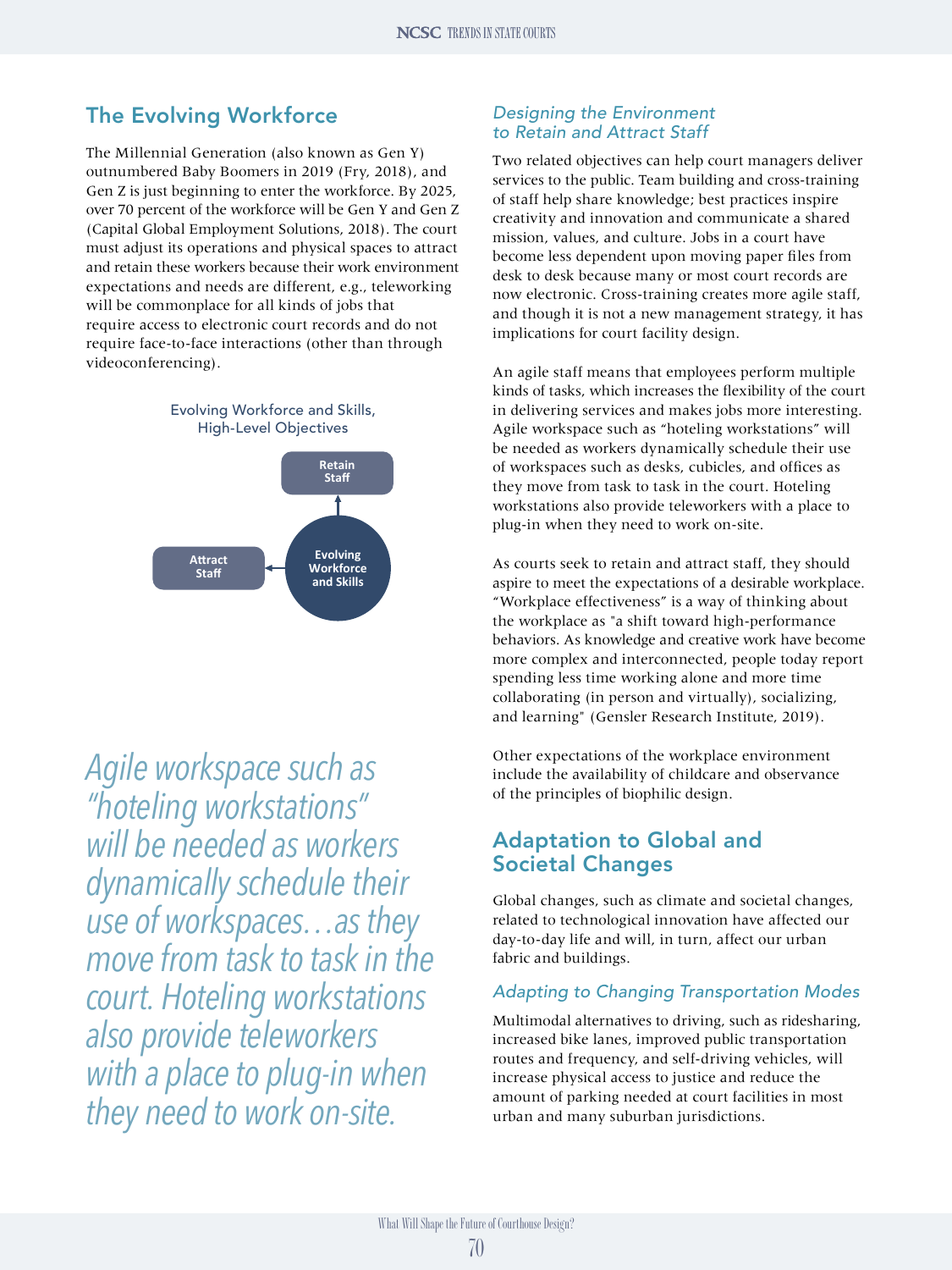## The Evolving Workforce

The Millennial Generation (also known as Gen Y) outnumbered Baby Boomers in 2019 (Fry, 2018), and Gen Z is just beginning to enter the workforce. By 2025, over 70 percent of the workforce will be Gen Y and Gen Z (Capital Global Employment Solutions, 2018). The court must adjust its operations and physical spaces to attract and retain these workers because their work environment expectations and needs are different, e.g., teleworking will be commonplace for all kinds of jobs that require access to electronic court records and do not require face-to-face interactions (other than through videoconferencing).

Evolving Workforce and Skills, High-Level Objectives

- Evolving Workforce and Skills
  - Retain Staff
  - Attract Staff

*Agile workspace such as "hoteling workstations" will be needed as workers dynamically schedule their use of workspaces…as they move from task to task in the court. Hoteling workstations also provide teleworkers with a place to plug-in when they need to work on-site.*

### *Designing the Environment to Retain and Attract Staff*

Two related objectives can help court managers deliver services to the public. Team building and cross-training of staff help share knowledge; best practices inspire creativity and innovation and communicate a shared mission, values, and culture. Jobs in a court have become less dependent upon moving paper files from desk to desk because many or most court records are now electronic. Cross-training creates more agile staff, and though it is not a new management strategy, it has implications for court facility design.

An agile staff means that employees perform multiple kinds of tasks, which increases the flexibility of the court in delivering services and makes jobs more interesting. Agile workspace such as "hoteling workstations" will be needed as workers dynamically schedule their use of workspaces such as desks, cubicles, and offices as they move from task to task in the court. Hoteling workstations also provide teleworkers with a place to plug-in when they need to work on-site.

As courts seek to retain and attract staff, they should aspire to meet the expectations of a desirable workplace. "Workplace effectiveness" is a way of thinking about the workplace as "a shift toward high-performance behaviors. As knowledge and creative work have become more complex and interconnected, people today report spending less time working alone and more time collaborating (in person and virtually), socializing, and learning" (Gensler Research Institute, 2019).

Other expectations of the workplace environment include the availability of childcare and observance of the principles of biophilic design.

## Adaptation to Global and Societal Changes

Global changes, such as climate and societal changes, related to technological innovation have affected our day-to-day life and will, in turn, affect our urban fabric and buildings.

### *Adapting to Changing Transportation Modes*

Multimodal alternatives to driving, such as ridesharing, increased bike lanes, improved public transportation routes and frequency, and self-driving vehicles, will increase physical access to justice and reduce the amount of parking needed at court facilities in most urban and many suburban jurisdictions.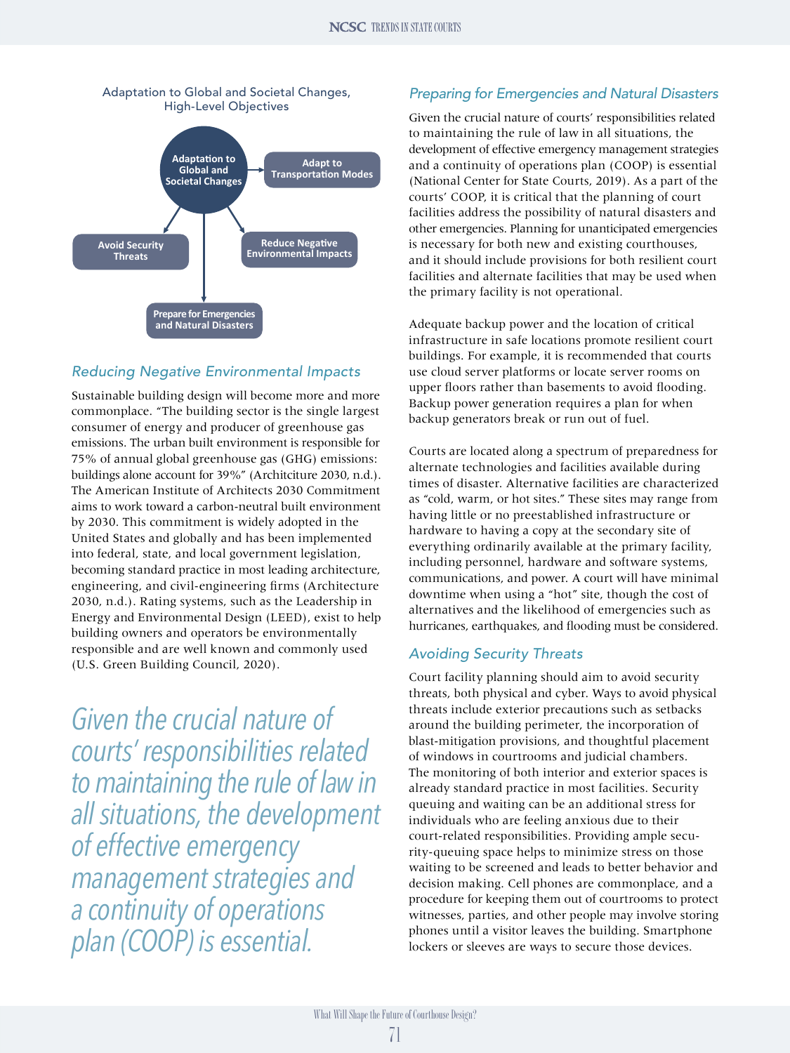Adaptation to Global and Societal Changes, High-Level Objectives

- Adaptation to Global and Societal Changes
  - Adapt to Transportation Modes
  - Avoid Security Threats
  - Reduce Negative Environmental Impacts
  - Prepare for Emergencies and Natural Disasters

### *Reducing Negative Environmental Impacts*

Sustainable building design will become more and more commonplace. "The building sector is the single largest consumer of energy and producer of greenhouse gas emissions. The urban built environment is responsible for 75% of annual global greenhouse gas (GHG) emissions: buildings alone account for 39%" (Architciture 2030, n.d.). The American Institute of Architects 2030 Commitment aims to work toward a carbon-neutral built environment by 2030. This commitment is widely adopted in the United States and globally and has been implemented into federal, state, and local government legislation, becoming standard practice in most leading architecture, engineering, and civil-engineering firms (Architecture 2030, n.d.). Rating systems, such as the Leadership in Energy and Environmental Design (LEED), exist to help building owners and operators be environmentally responsible and are well known and commonly used (U.S. Green Building Council, 2020).

> *Given the crucial nature of courts' responsibilities related to maintaining the rule of law in all situations, the development of effective emergency management strategies and a continuity of operations plan (COOP) is essential.*

### *Preparing for Emergencies and Natural Disasters*

Given the crucial nature of courts' responsibilities related to maintaining the rule of law in all situations, the development of effective emergency management strategies and a continuity of operations plan (COOP) is essential (National Center for State Courts, 2019). As a part of the courts' COOP, it is critical that the planning of court facilities address the possibility of natural disasters and other emergencies. Planning for unanticipated emergencies is necessary for both new and existing courthouses, and it should include provisions for both resilient court facilities and alternate facilities that may be used when the primary facility is not operational.

Adequate backup power and the location of critical infrastructure in safe locations promote resilient court buildings. For example, it is recommended that courts use cloud server platforms or locate server rooms on upper floors rather than basements to avoid flooding. Backup power generation requires a plan for when backup generators break or run out of fuel.

Courts are located along a spectrum of preparedness for alternate technologies and facilities available during times of disaster. Alternative facilities are characterized as "cold, warm, or hot sites." These sites may range from having little or no preestablished infrastructure or hardware to having a copy at the secondary site of everything ordinarily available at the primary facility, including personnel, hardware and software systems, communications, and power. A court will have minimal downtime when using a "hot" site, though the cost of alternatives and the likelihood of emergencies such as hurricanes, earthquakes, and flooding must be considered.

### *Avoiding Security Threats*

Court facility planning should aim to avoid security threats, both physical and cyber. Ways to avoid physical threats include exterior precautions such as setbacks around the building perimeter, the incorporation of blast-mitigation provisions, and thoughtful placement of windows in courtrooms and judicial chambers. The monitoring of both interior and exterior spaces is already standard practice in most facilities. Security queuing and waiting can be an additional stress for individuals who are feeling anxious due to their court-related responsibilities. Providing ample security-queuing space helps to minimize stress on those waiting to be screened and leads to better behavior and decision making. Cell phones are commonplace, and a procedure for keeping them out of courtrooms to protect witnesses, parties, and other people may involve storing phones until a visitor leaves the building. Smartphone lockers or sleeves are ways to secure those devices.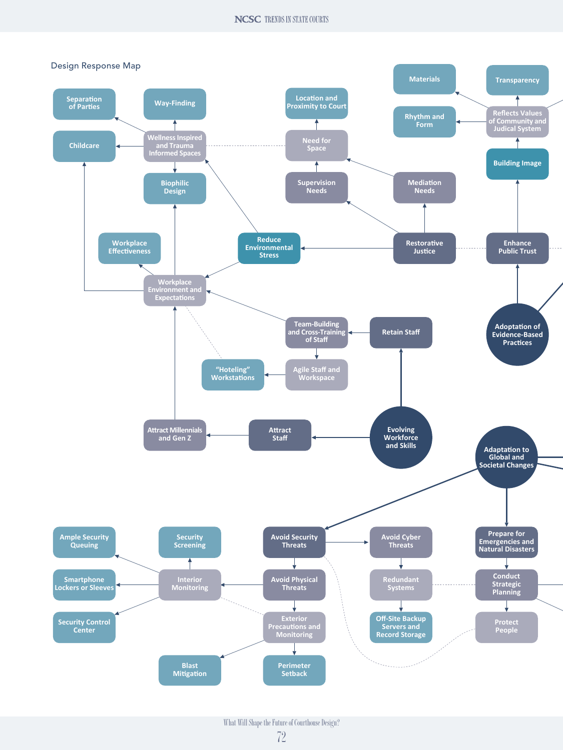Design Response Map

- Adaptation of Evidence-Based Practices
  - Enhance Public Trust
    - Building Image
      - Reflects Values of Community and Judicial System
        - Materials
        - Transparency
        - Rhythm and Form
- Restorative Justice
  - Mediation Needs
    - Need for Space
  - Supervision Needs
    - Need for Space
      - Location and Proximity to Court
  - Reduce Environmental Stress
    - Wellness Inspired and Trauma Informed Spaces
      - Separation of Parties
      - Way-Finding
      - Childcare
      - Biophilic Design
    - Workplace Environment and Expectations
- Evolving Workforce and Skills
  - Retain Staff
    - Team-Building and Cross-Training of Staff
      - Workplace Environment and Expectations
        - Workplace Effectiveness
        - Biophilic Design
        - Childcare
      - Agile Staff and Workspace
        - "Hoteling" Workstations
  - Attract Staff
    - Attract Millennials and Gen Z
      - Workplace Environment and Expectations
- Adaptation to Global and Societal Changes
  - Avoid Security Threats
    - Avoid Cyber Threats
      - Redundant Systems
        - Off-Site Backup Servers and Record Storage
    - Avoid Physical Threats
      - Interior Monitoring
        - Security Screening
        - Ample Security Queuing
        - Smartphone Lockers or Sleeves
        - Security Control Center
      - Exterior Precautions and Monitoring
        - Blast Mitigation
        - Perimeter Setback
  - Prepare for Emergencies and Natural Disasters
    - Conduct Strategic Planning
      - Protect People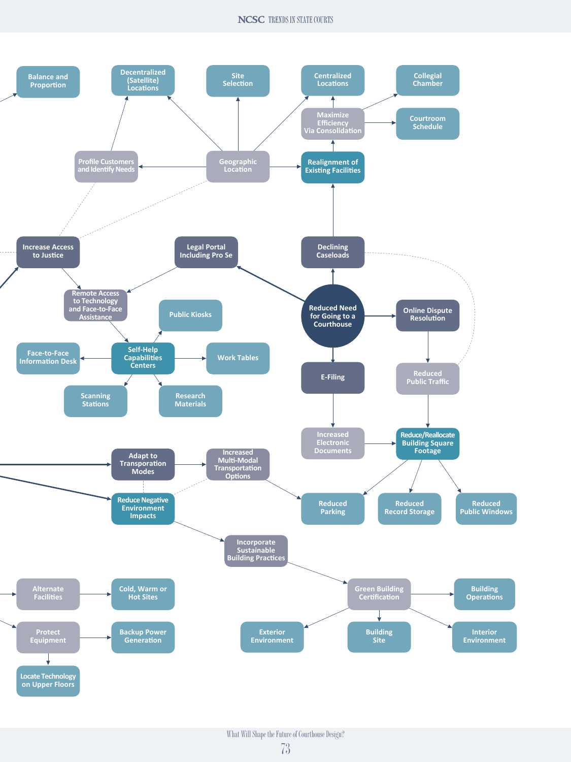- Balance and Proportion
- Geographic Location
  - → Decentralized (Satellite) Locations
  - → Site Selection
  - → Centralized Locations
  - → Profile Customers and Identify Needs → Decentralized (Satellite) Locations
  - → Realignment of Existing Facilities
- Reduced Need for Going to a Courthouse
  - → Declining Caseloads → Realignment of Existing Facilities → Maximize Efficiency Via Consolidation
    - → Centralized Locations
    - → Collegial Chamber
    - → Courtroom Schedule
  - → Legal Portal Including Pro Se → Remote Access to Technology and Face-to-Face Assistance
  - → Online Dispute Resolution → Reduced Public Traffic → Reduce/Reallocate Building Square Footage
  - → E-Filing → Increased Electronic Documents → Reduce/Reallocate Building Square Footage
- Increase Access to Justice → Remote Access to Technology and Face-to-Face Assistance → Self-Help Capabilities Centers
  - → Public Kiosks
  - → Work Tables
  - → Face-to-Face Information Desk
  - → Scanning Stations
  - → Research Materials
- Reduce/Reallocate Building Square Footage
  - → Reduced Parking
  - → Reduced Record Storage
  - → Reduced Public Windows
- Adapt to Transporation Modes → Increased Multi-Modal Transportation Options → Reduced Parking
- Reduce Negative Environment Impacts → Incorporate Sustainable Building Practices → Green Building Certification
  - → Building Operations
  - → Exterior Environment
  - → Building Site
  - → Interior Environment
- Alternate Facilities → Cold, Warm or Hot Sites
- Protect Equipment
  - → Backup Power Generation
  - → Locate Technology on Upper Floors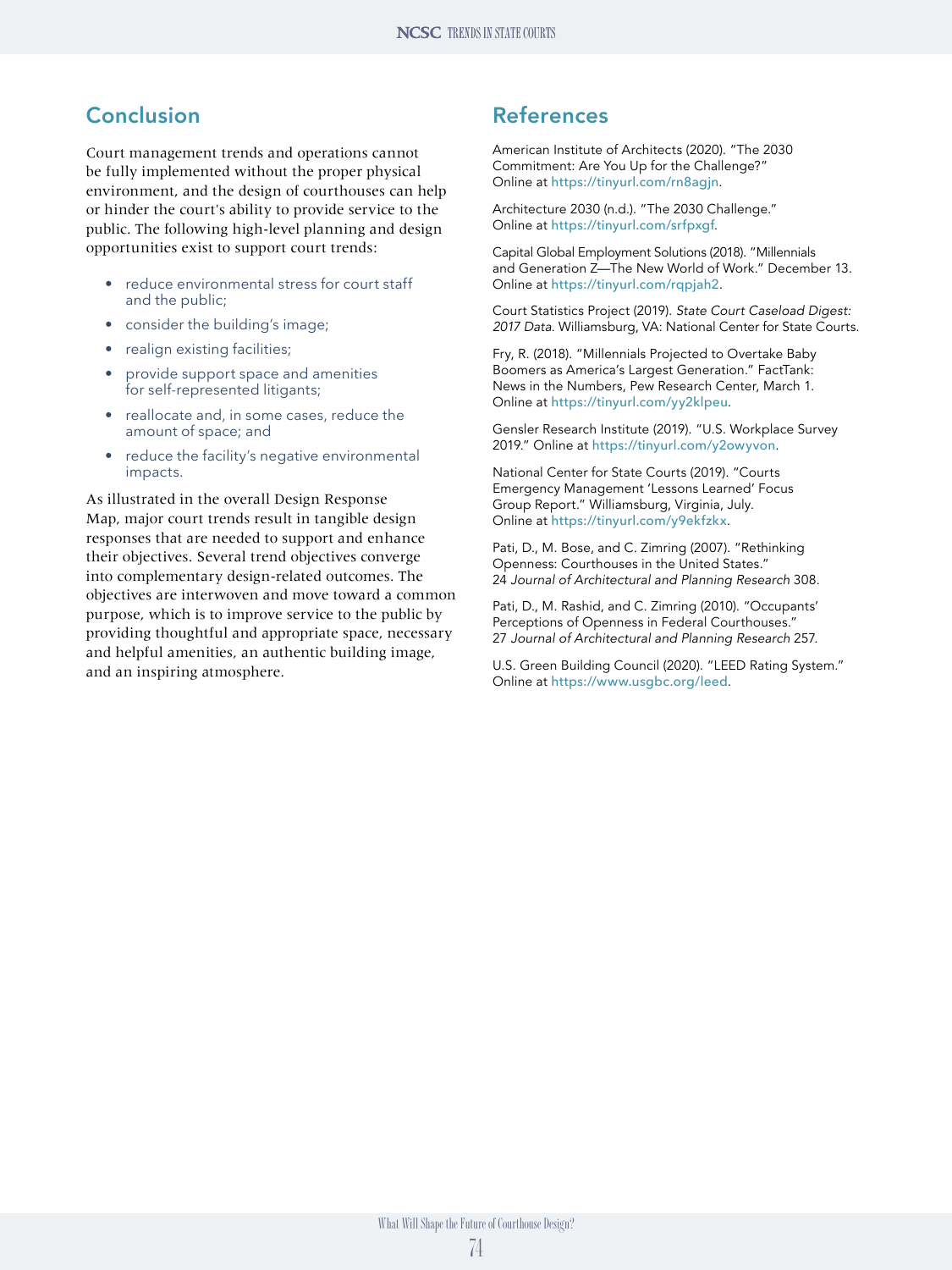## Conclusion

Court management trends and operations cannot be fully implemented without the proper physical environment, and the design of courthouses can help or hinder the court's ability to provide service to the public. The following high-level planning and design opportunities exist to support court trends:

- reduce environmental stress for court staff and the public;
- consider the building's image;
- realign existing facilities;
- provide support space and amenities for self-represented litigants;
- reallocate and, in some cases, reduce the amount of space; and
- reduce the facility's negative environmental impacts.

As illustrated in the overall Design Response Map, major court trends result in tangible design responses that are needed to support and enhance their objectives. Several trend objectives converge into complementary design-related outcomes. The objectives are interwoven and move toward a common purpose, which is to improve service to the public by providing thoughtful and appropriate space, necessary and helpful amenities, an authentic building image, and an inspiring atmosphere.

## References

American Institute of Architects (2020). "The 2030 Commitment: Are You Up for the Challenge?" Online at https://tinyurl.com/rn8agjn.

Architecture 2030 (n.d.). "The 2030 Challenge." Online at https://tinyurl.com/srfpxgf.

Capital Global Employment Solutions (2018). "Millennials and Generation Z—The New World of Work." December 13. Online at https://tinyurl.com/rqpjah2.

Court Statistics Project (2019). *State Court Caseload Digest: 2017 Data*. Williamsburg, VA: National Center for State Courts.

Fry, R. (2018). "Millennials Projected to Overtake Baby Boomers as America's Largest Generation." FactTank: News in the Numbers, Pew Research Center, March 1. Online at https://tinyurl.com/yy2klpeu.

Gensler Research Institute (2019). "U.S. Workplace Survey 2019." Online at https://tinyurl.com/y2owyvon.

National Center for State Courts (2019). "Courts Emergency Management 'Lessons Learned' Focus Group Report." Williamsburg, Virginia, July. Online at https://tinyurl.com/y9ekfzkx.

Pati, D., M. Bose, and C. Zimring (2007). "Rethinking Openness: Courthouses in the United States." 24 *Journal of Architectural and Planning Research* 308.

Pati, D., M. Rashid, and C. Zimring (2010). "Occupants' Perceptions of Openness in Federal Courthouses." 27 *Journal of Architectural and Planning Research* 257.

U.S. Green Building Council (2020). "LEED Rating System." Online at https://www.usgbc.org/leed.